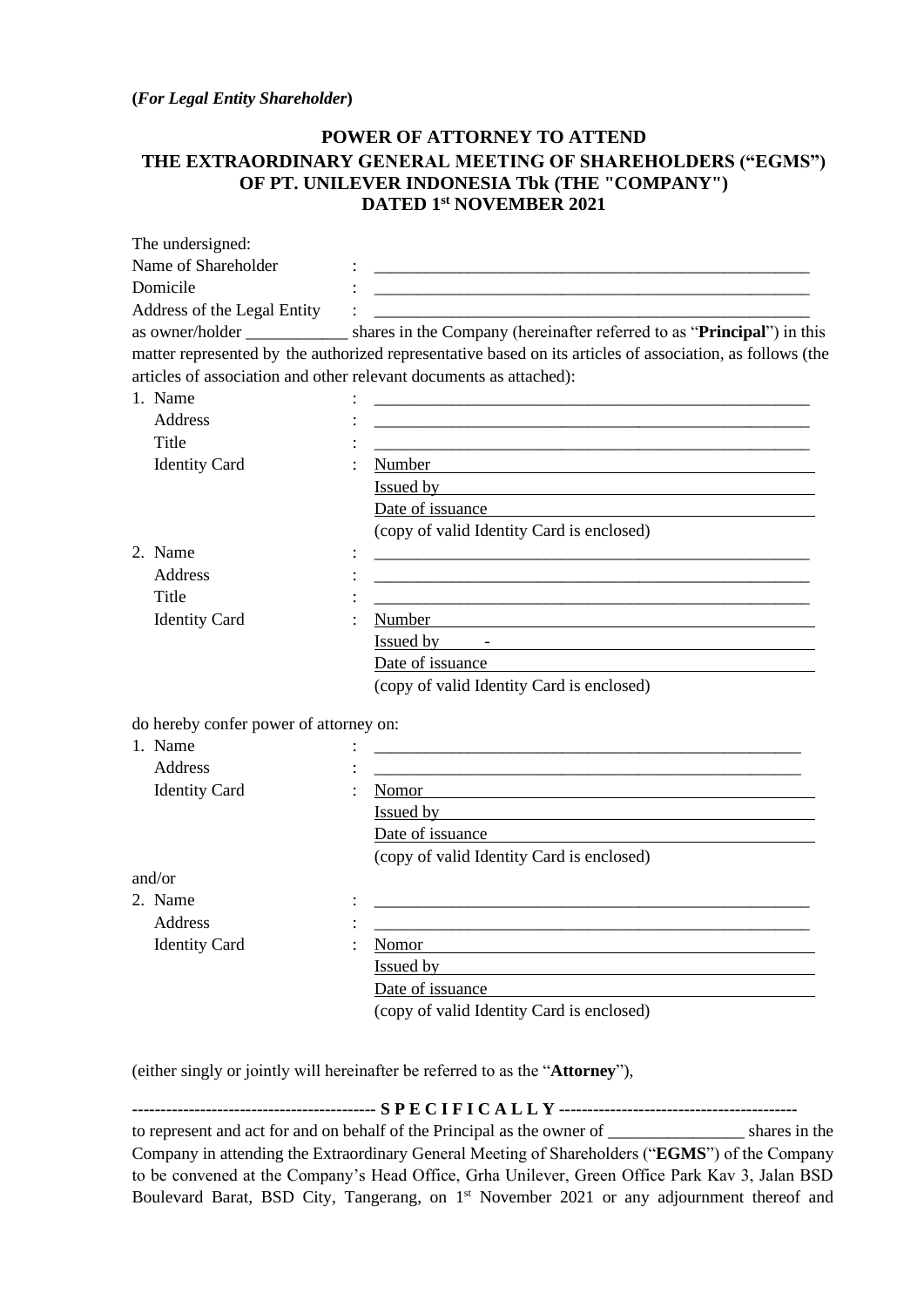**(*For Legal Entity Shareholder*)**

**POWER OF ATTORNEY TO ATTEND**
**THE EXTRAORDINARY GENERAL MEETING OF SHAREHOLDERS ("EGMS")**
**OF PT. UNILEVER INDONESIA Tbk (THE "COMPANY")**
**DATED 1st NOVEMBER 2021**

The undersigned:

Name of Shareholder : ______________________________________________________

Domicile : ______________________________________________________

Address of the Legal Entity : ______________________________________________________

as owner/holder ____________ shares in the Company (hereinafter referred to as "**Principal**") in this matter represented by the authorized representative based on its articles of association, as follows (the articles of association and other relevant documents as attached):

1. Name : ______________________________________________________
   Address : ______________________________________________________
   Title : ______________________________________________________
   Identity Card : Number ______________________________________________
   Issued by ______________________________________________
   Date of issuance ______________________________________________
   (copy of valid Identity Card is enclosed)

2. Name : ______________________________________________________
   Address : ______________________________________________________
   Title : ______________________________________________________
   Identity Card : Number ______________________________________________
   Issued by - ______________________________________________
   Date of issuance ______________________________________________
   (copy of valid Identity Card is enclosed)

do hereby confer power of attorney on:

1. Name : ______________________________________________________
   Address : ______________________________________________________
   Identity Card : Nomor ______________________________________________
   Issued by ______________________________________________
   Date of issuance ______________________________________________
   (copy of valid Identity Card is enclosed)

and/or

2. Name : ______________________________________________________
   Address : ______________________________________________________
   Identity Card : Nomor ______________________________________________
   Issued by ______________________________________________
   Date of issuance ______________________________________________
   (copy of valid Identity Card is enclosed)

(either singly or jointly will hereinafter be referred to as the "**Attorney**"),

------------------------------------------- **S P E C I F I C A L L Y** -------------------------------------------

to represent and act for and on behalf of the Principal as the owner of ________________ shares in the Company in attending the Extraordinary General Meeting of Shareholders ("**EGMS**") of the Company to be convened at the Company's Head Office, Grha Unilever, Green Office Park Kav 3, Jalan BSD Boulevard Barat, BSD City, Tangerang, on 1st November 2021 or any adjournment thereof and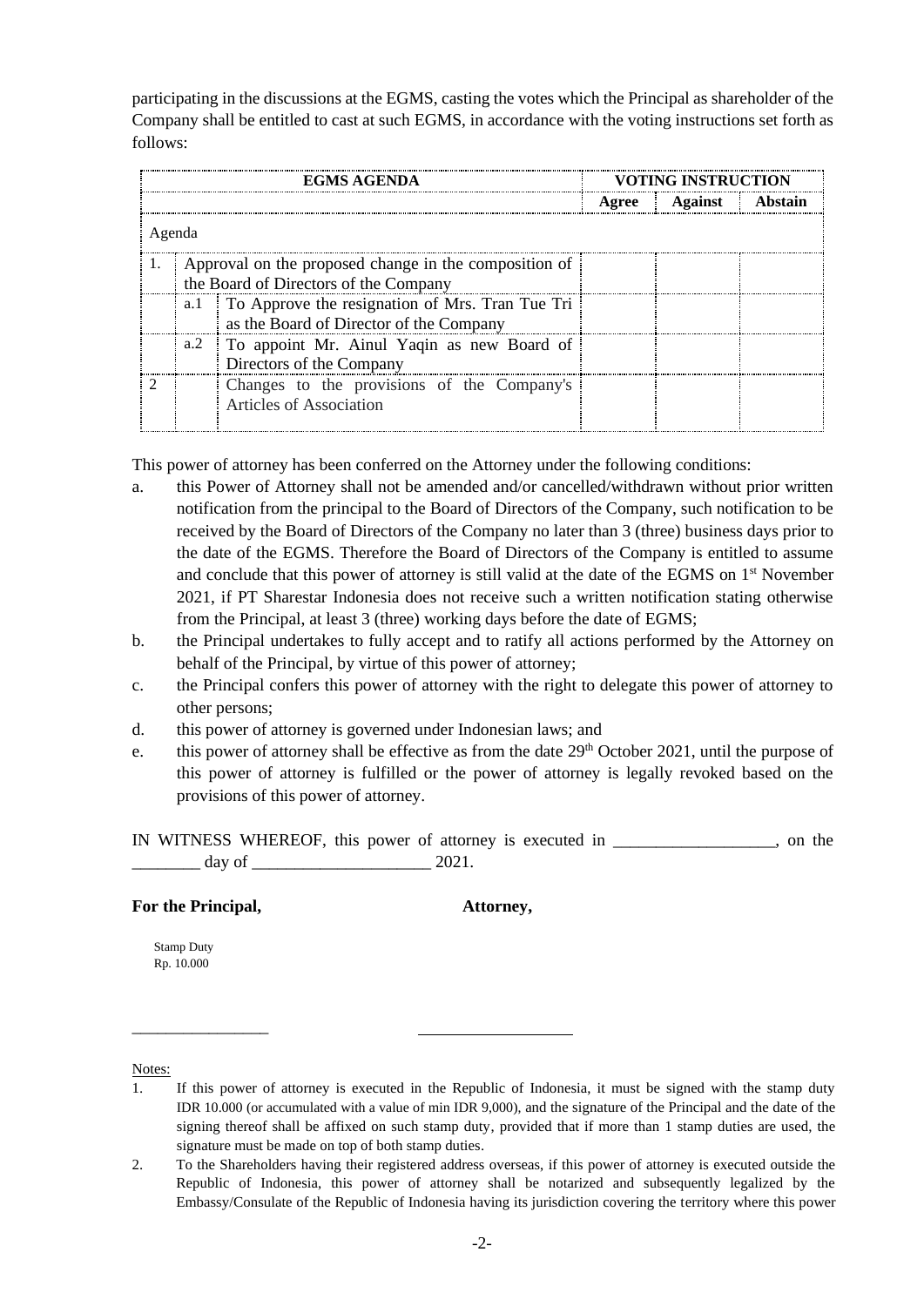participating in the discussions at the EGMS, casting the votes which the Principal as shareholder of the Company shall be entitled to cast at such EGMS, in accordance with the voting instructions set forth as follows:

| EGMS AGENDA | | | VOTING INSTRUCTION | | |
|---|---|---|---|---|---|
| | | | Agree | Against | Abstain |
| Agenda | | | | | |
| 1. | Approval on the proposed change in the composition of the Board of Directors of the Company | | | | |
| | a.1 | To Approve the resignation of Mrs. Tran Tue Tri as the Board of Director of the Company | | | |
| | a.2 | To appoint Mr. Ainul Yaqin as new Board of Directors of the Company | | | |
| 2 | | Changes to the provisions of the Company's Articles of Association | | | |

This power of attorney has been conferred on the Attorney under the following conditions:

a. this Power of Attorney shall not be amended and/or cancelled/withdrawn without prior written notification from the principal to the Board of Directors of the Company, such notification to be received by the Board of Directors of the Company no later than 3 (three) business days prior to the date of the EGMS. Therefore the Board of Directors of the Company is entitled to assume and conclude that this power of attorney is still valid at the date of the EGMS on 1st November 2021, if PT Sharestar Indonesia does not receive such a written notification stating otherwise from the Principal, at least 3 (three) working days before the date of EGMS;

b. the Principal undertakes to fully accept and to ratify all actions performed by the Attorney on behalf of the Principal, by virtue of this power of attorney;

c. the Principal confers this power of attorney with the right to delegate this power of attorney to other persons;

d. this power of attorney is governed under Indonesian laws; and

e. this power of attorney shall be effective as from the date 29th October 2021, until the purpose of this power of attorney is fulfilled or the power of attorney is legally revoked based on the provisions of this power of attorney.

IN WITNESS WHEREOF, this power of attorney is executed in ___________________, on the ________ day of _____________________ 2021.

**For the Principal,** **Attorney,**

Stamp Duty
Rp. 10.000

_________________ ___________________

Notes:

1. If this power of attorney is executed in the Republic of Indonesia, it must be signed with the stamp duty IDR 10.000 (or accumulated with a value of min IDR 9,000), and the signature of the Principal and the date of the signing thereof shall be affixed on such stamp duty, provided that if more than 1 stamp duties are used, the signature must be made on top of both stamp duties.

2. To the Shareholders having their registered address overseas, if this power of attorney is executed outside the Republic of Indonesia, this power of attorney shall be notarized and subsequently legalized by the Embassy/Consulate of the Republic of Indonesia having its jurisdiction covering the territory where this power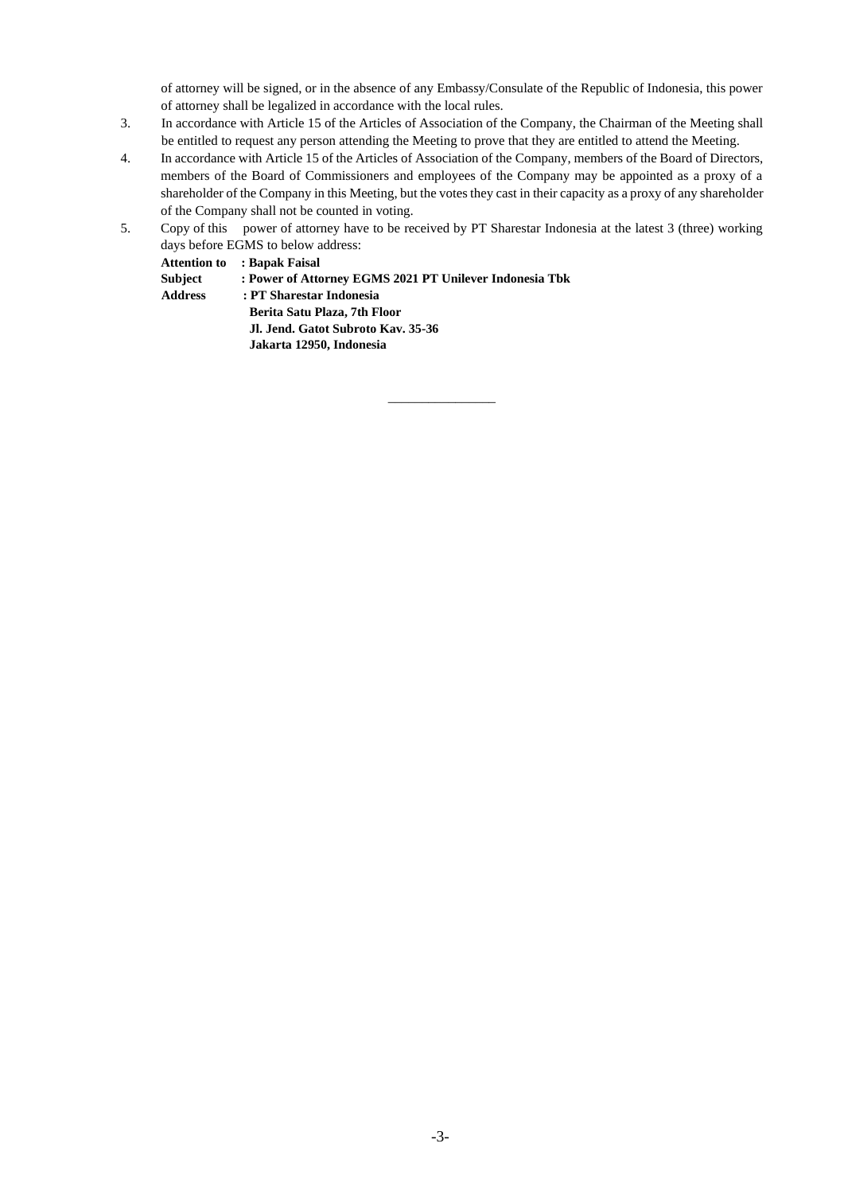of attorney will be signed, or in the absence of any Embassy/Consulate of the Republic of Indonesia, this power of attorney shall be legalized in accordance with the local rules.

3. In accordance with Article 15 of the Articles of Association of the Company, the Chairman of the Meeting shall be entitled to request any person attending the Meeting to prove that they are entitled to attend the Meeting.
4. In accordance with Article 15 of the Articles of Association of the Company, members of the Board of Directors, members of the Board of Commissioners and employees of the Company may be appointed as a proxy of a shareholder of the Company in this Meeting, but the votes they cast in their capacity as a proxy of any shareholder of the Company shall not be counted in voting.
5. Copy of this power of attorney have to be received by PT Sharestar Indonesia at the latest 3 (three) working days before EGMS to below address:

   **Attention to : Bapak Faisal**
   **Subject : Power of Attorney EGMS 2021 PT Unilever Indonesia Tbk**
   **Address : PT Sharestar Indonesia**
   **Berita Satu Plaza, 7th Floor**
   **Jl. Jend. Gatot Subroto Kav. 35-36**
   **Jakarta 12950, Indonesia**

---